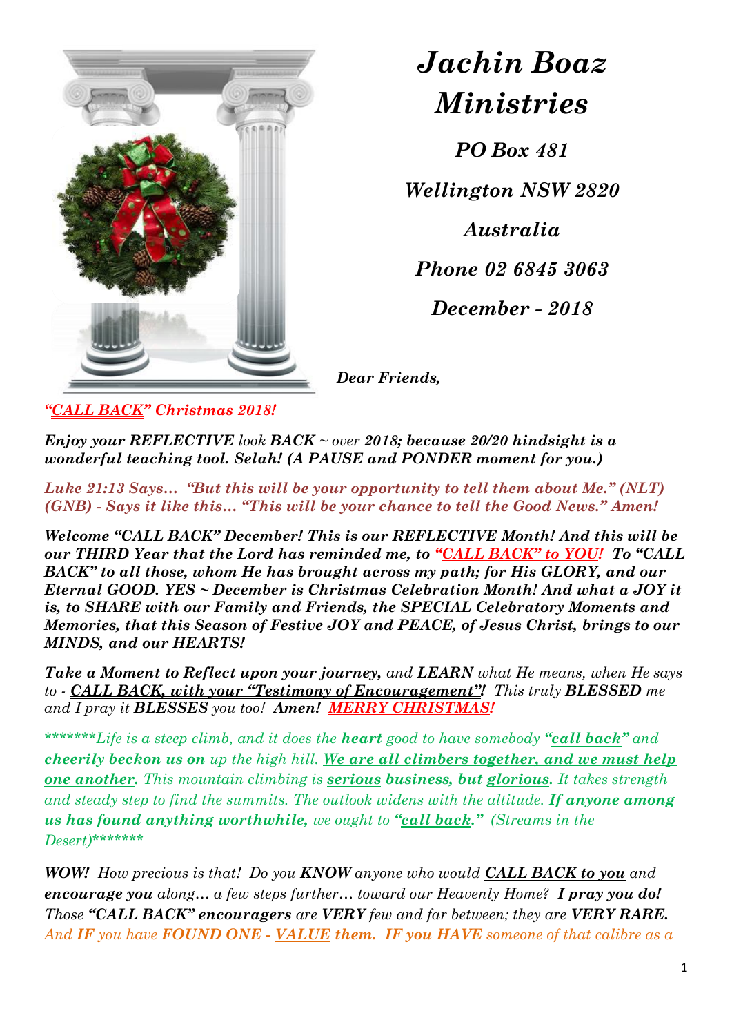# *Jachin Boaz Ministries*

***PO Box 481***

***Wellington NSW 2820***

***Australia***

***Phone 02 6845 3063***

***December - 2018***

***Dear Friends,***

***"CALL BACK" Christmas 2018!***

***Enjoy your REFLECTIVE** look **BACK** ~ over **2018; because 20/20 hindsight is a wonderful teaching tool. Selah! (A PAUSE and PONDER moment for you.)***

***Luke 21:13 Says… "But this will be your opportunity to tell them about Me." (NLT) (GNB) - Says it like this… "This will be your chance to tell the Good News." Amen!***

***Welcome "CALL BACK" December! This is our REFLECTIVE Month! And this will be our THIRD Year that the Lord has reminded me, to "CALL BACK" to YOU! To "CALL BACK" to all those, whom He has brought across my path; for His GLORY, and our Eternal GOOD. YES ~ December is Christmas Celebration Month! And what a JOY it is, to SHARE with our Family and Friends, the SPECIAL Celebratory Moments and Memories, that this Season of Festive JOY and PEACE, of Jesus Christ, brings to our MINDS, and our HEARTS!***

***Take a Moment to Reflect upon your journey,** and **LEARN** what He means, when He says to - **CALL BACK, with your "Testimony of Encouragement"!** This truly **BLESSED** me and I pray it **BLESSES** you too! **Amen! MERRY CHRISTMAS!***

*\*\*\*\*\*\*\*Life is a steep climb, and it does the **heart** good to have somebody **"call back"** and **cheerily beckon us on** up the high hill. **We are all climbers together, and we must help one another.** This mountain climbing is **serious business, but glorious.** It takes strength and steady step to find the summits. The outlook widens with the altitude. **If anyone among us has found anything worthwhile,** we ought to **"call back."** (Streams in the Desert)\*\*\*\*\*\*\**

***WOW!** How precious is that! Do you **KNOW** anyone who would **CALL BACK to you** and **encourage you** along… a few steps further… toward our Heavenly Home? **I pray you do!** Those **"CALL BACK" encouragers** are **VERY** few and far between; they are **VERY RARE.** And **IF** you have **FOUND ONE - VALUE them. IF you HAVE** someone of that calibre as a*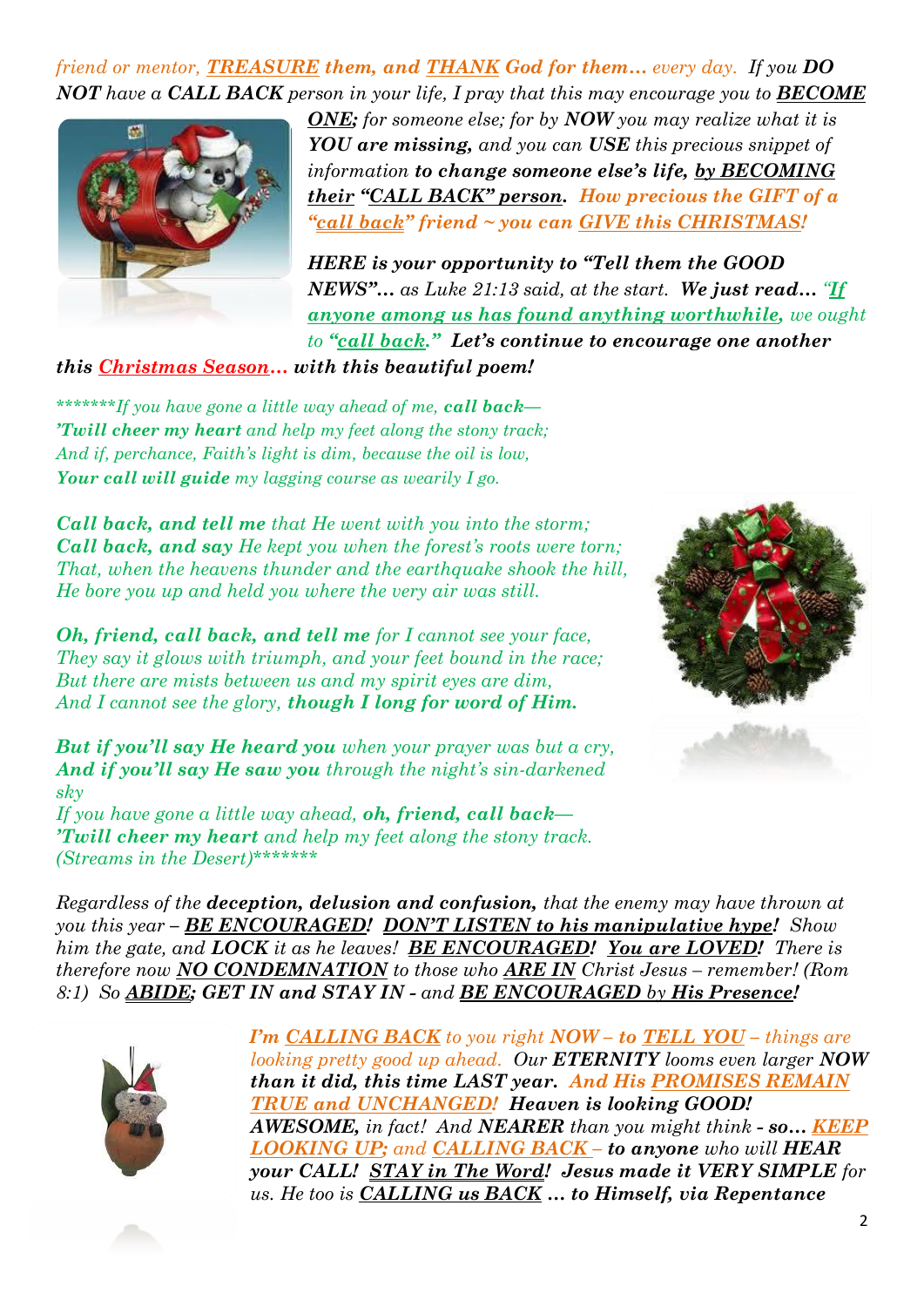*friend or mentor, **TREASURE** them, and **THANK** God for them… every day.* *If you **DO NOT** have a **CALL BACK** person in your life, I pray that this may encourage you to **BECOME ONE;** for someone else; for by **NOW** you may realize what it is **YOU are missing,** and you can **USE** this precious snippet of information **to change someone else's life, by BECOMING their "CALL BACK" person. How precious the GIFT of a "call back" friend ~ you can GIVE this CHRISTMAS!***

***HERE is your opportunity to "Tell them the GOOD NEWS"…** as Luke 21:13 said, at the start. **We just read…** "If anyone among us has found anything worthwhile, we ought to "call back." **Let's continue to encourage one another this Christmas Season… with this beautiful poem!***

*\*\*\*\*\*\*\*If you have gone a little way ahead of me, **call back—***
***'Twill cheer my heart** and help my feet along the stony track;*
*And if, perchance, Faith's light is dim, because the oil is low,*
***Your call will guide** my lagging course as wearily I go.*

***Call back, and tell me** that He went with you into the storm;*
***Call back, and say** He kept you when the forest's roots were torn;*
*That, when the heavens thunder and the earthquake shook the hill,*
*He bore you up and held you where the very air was still.*

***Oh, friend, call back, and tell me** for I cannot see your face,*
*They say it glows with triumph, and your feet bound in the race;*
*But there are mists between us and my spirit eyes are dim,*
*And I cannot see the glory, **though I long for word of Him.***

***But if you'll say He heard you** when your prayer was but a cry,*
***And if you'll say He saw you** through the night's sin-darkened sky*
*If you have gone a little way ahead, **oh, friend, call back—***
***'Twill cheer my heart** and help my feet along the stony track.*
*(Streams in the Desert)\*\*\*\*\*\*\**

*Regardless of the **deception, delusion and confusion,** that the enemy may have thrown at you this year – **BE ENCOURAGED! DON'T LISTEN to his manipulative hype!** Show him the gate, and **LOCK** it as he leaves! **BE ENCOURAGED! You are LOVED!** There is therefore now **NO CONDEMNATION** to those who **ARE IN** Christ Jesus – remember! (Rom 8:1) So **ABIDE; GET IN and STAY IN** - and **BE ENCOURAGED by His Presence!***

***I'm CALLING BACK** to you right **NOW – to TELL YOU** – things are looking pretty good up ahead. Our **ETERNITY** looms even larger **NOW than it did, this time LAST year. And His PROMISES REMAIN TRUE and UNCHANGED! Heaven is looking GOOD! AWESOME,** in fact! And **NEARER** than you might think **- so… KEEP LOOKING UP;** and **CALLING BACK – to anyone** who will **HEAR your CALL! STAY in The Word! Jesus made it VERY SIMPLE** for us. He too is **CALLING us BACK … to Himself, via Repentance***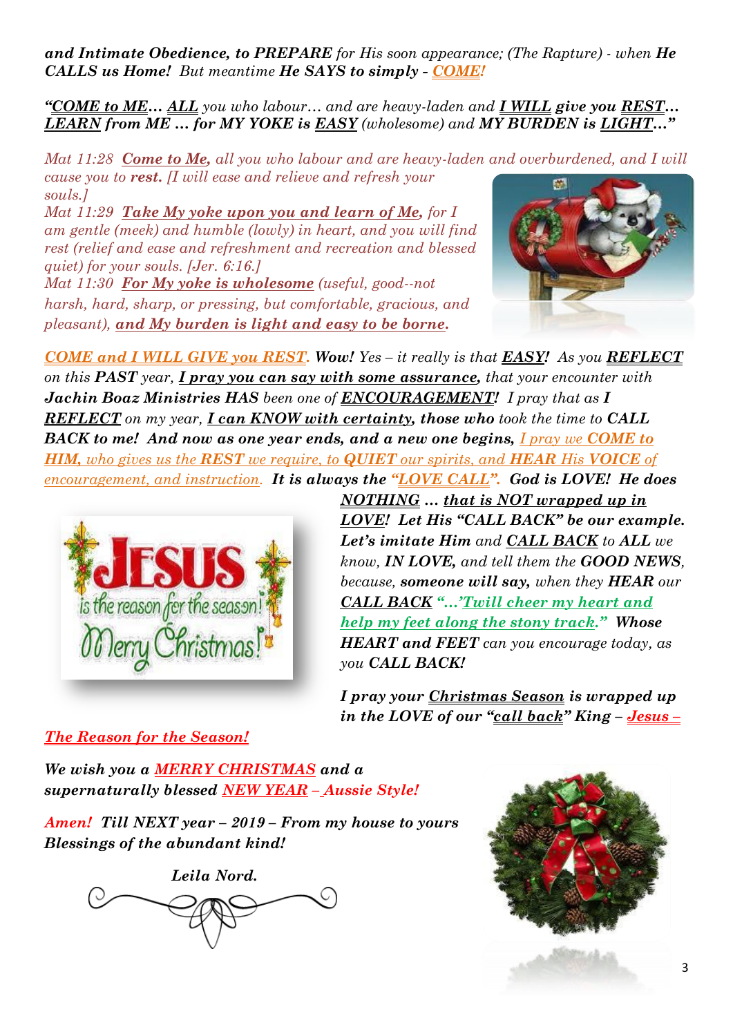***and Intimate Obedience, to PREPARE** for His soon appearance; (The Rapture) - when **He CALLS us Home!** But meantime **He SAYS to simply** - COME!*

***"COME to ME… ALL** you who labour… and are heavy-laden and **I WILL give you REST… LEARN** from **ME … for MY YOKE is EASY** (wholesome) and **MY BURDEN is LIGHT…"***

*Mat 11:28 **Come to Me,** all you who labour and are heavy-laden and overburdened, and I will cause you to **rest.** [I will ease and relieve and refresh your souls.]*
*Mat 11:29 **Take My yoke upon you and learn of Me,** for I am gentle (meek) and humble (lowly) in heart, and you will find rest (relief and ease and refreshment and recreation and blessed quiet) for your souls. [Jer. 6:16.]*
*Mat 11:30 **For My yoke is wholesome** (useful, good--not harsh, hard, sharp, or pressing, but comfortable, gracious, and pleasant), **and My burden is light and easy to be borne.***

*COME and I WILL GIVE you REST. **Wow!** Yes – it really is that **EASY!** As you **REFLECT** on this **PAST** year, **I pray you can say with some assurance,** that your encounter with **Jachin Boaz Ministries HAS** been one of **ENCOURAGEMENT!** I pray that as **I REFLECT** on my year, **I can KNOW with certainty, those who** took the time to **CALL BACK to me! And now as one year ends, and a new one begins,** I pray we **COME to HIM,** who gives us the **REST** we require, to **QUIET** our spirits, and **HEAR** His **VOICE** of encouragement, and instruction. **It is always the "LOVE CALL". God is LOVE! He does NOTHING … that is NOT wrapped up in LOVE! Let His "CALL BACK" be our example. Let's imitate Him** and **CALL BACK** to **ALL** we know, **IN LOVE,** and tell them the **GOOD NEWS**, because, **someone will say,** when they **HEAR** our **CALL BACK "…'Twill cheer my heart and help my feet along the stony track." Whose HEART and FEET** can you encourage today, as you **CALL BACK!***

***I pray your Christmas Season is wrapped up in the LOVE of our "call back" King – Jesus – The Reason for the Season!***

***We wish you a MERRY CHRISTMAS and a supernaturally blessed NEW YEAR – Aussie Style!***

***Amen! Till NEXT year – 2019 – From my house to yours Blessings of the abundant kind!***

***Leila Nord.***